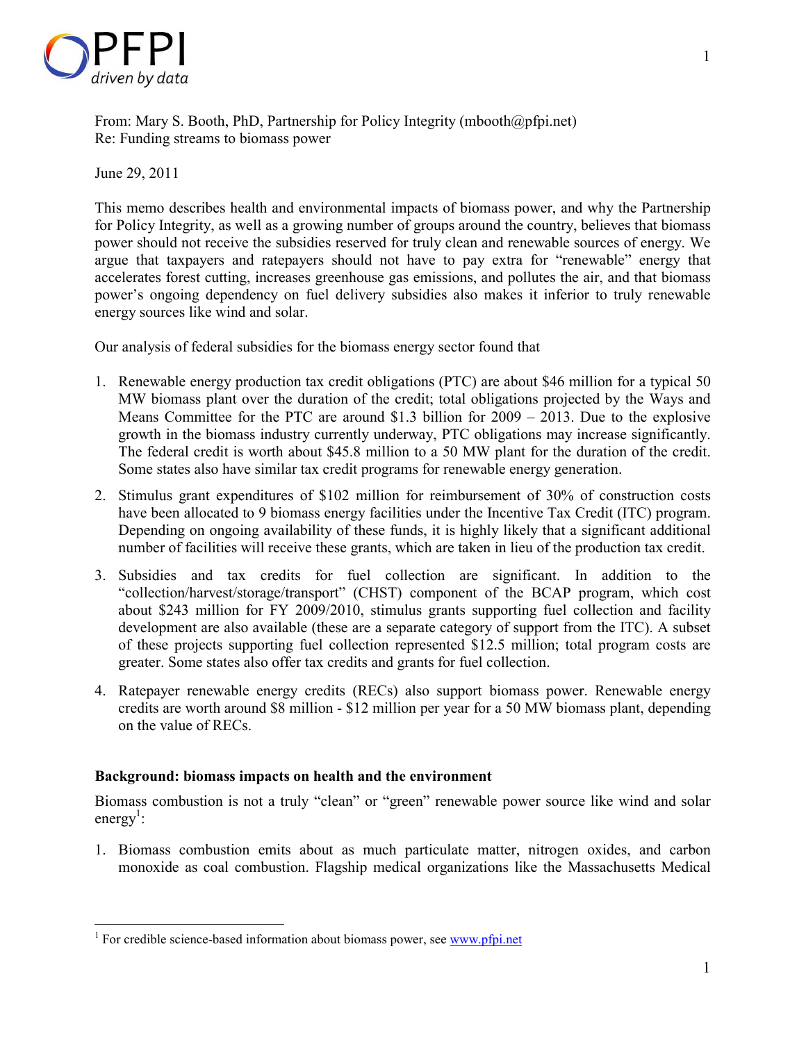From: Mary S. Booth, PhD, Partnership for Policy Integrity (mbooth@pfpi.net)
Re: Funding streams to biomass power

June 29, 2011

This memo describes health and environmental impacts of biomass power, and why the Partnership for Policy Integrity, as well as a growing number of groups around the country, believes that biomass power should not receive the subsidies reserved for truly clean and renewable sources of energy. We argue that taxpayers and ratepayers should not have to pay extra for "renewable" energy that accelerates forest cutting, increases greenhouse gas emissions, and pollutes the air, and that biomass power's ongoing dependency on fuel delivery subsidies also makes it inferior to truly renewable energy sources like wind and solar.

Our analysis of federal subsidies for the biomass energy sector found that

1. Renewable energy production tax credit obligations (PTC) are about $46 million for a typical 50 MW biomass plant over the duration of the credit; total obligations projected by the Ways and Means Committee for the PTC are around $1.3 billion for 2009 – 2013. Due to the explosive growth in the biomass industry currently underway, PTC obligations may increase significantly. The federal credit is worth about $45.8 million to a 50 MW plant for the duration of the credit. Some states also have similar tax credit programs for renewable energy generation.
2. Stimulus grant expenditures of $102 million for reimbursement of 30% of construction costs have been allocated to 9 biomass energy facilities under the Incentive Tax Credit (ITC) program. Depending on ongoing availability of these funds, it is highly likely that a significant additional number of facilities will receive these grants, which are taken in lieu of the production tax credit.
3. Subsidies and tax credits for fuel collection are significant. In addition to the "collection/harvest/storage/transport" (CHST) component of the BCAP program, which cost about $243 million for FY 2009/2010, stimulus grants supporting fuel collection and facility development are also available (these are a separate category of support from the ITC). A subset of these projects supporting fuel collection represented $12.5 million; total program costs are greater. Some states also offer tax credits and grants for fuel collection.
4. Ratepayer renewable energy credits (RECs) also support biomass power. Renewable energy credits are worth around $8 million - $12 million per year for a 50 MW biomass plant, depending on the value of RECs.

**Background: biomass impacts on health and the environment**

Biomass combustion is not a truly "clean" or "green" renewable power source like wind and solar energy[1]:

1. Biomass combustion emits about as much particulate matter, nitrogen oxides, and carbon monoxide as coal combustion. Flagship medical organizations like the Massachusetts Medical

[1] For credible science-based information about biomass power, see www.pfpi.net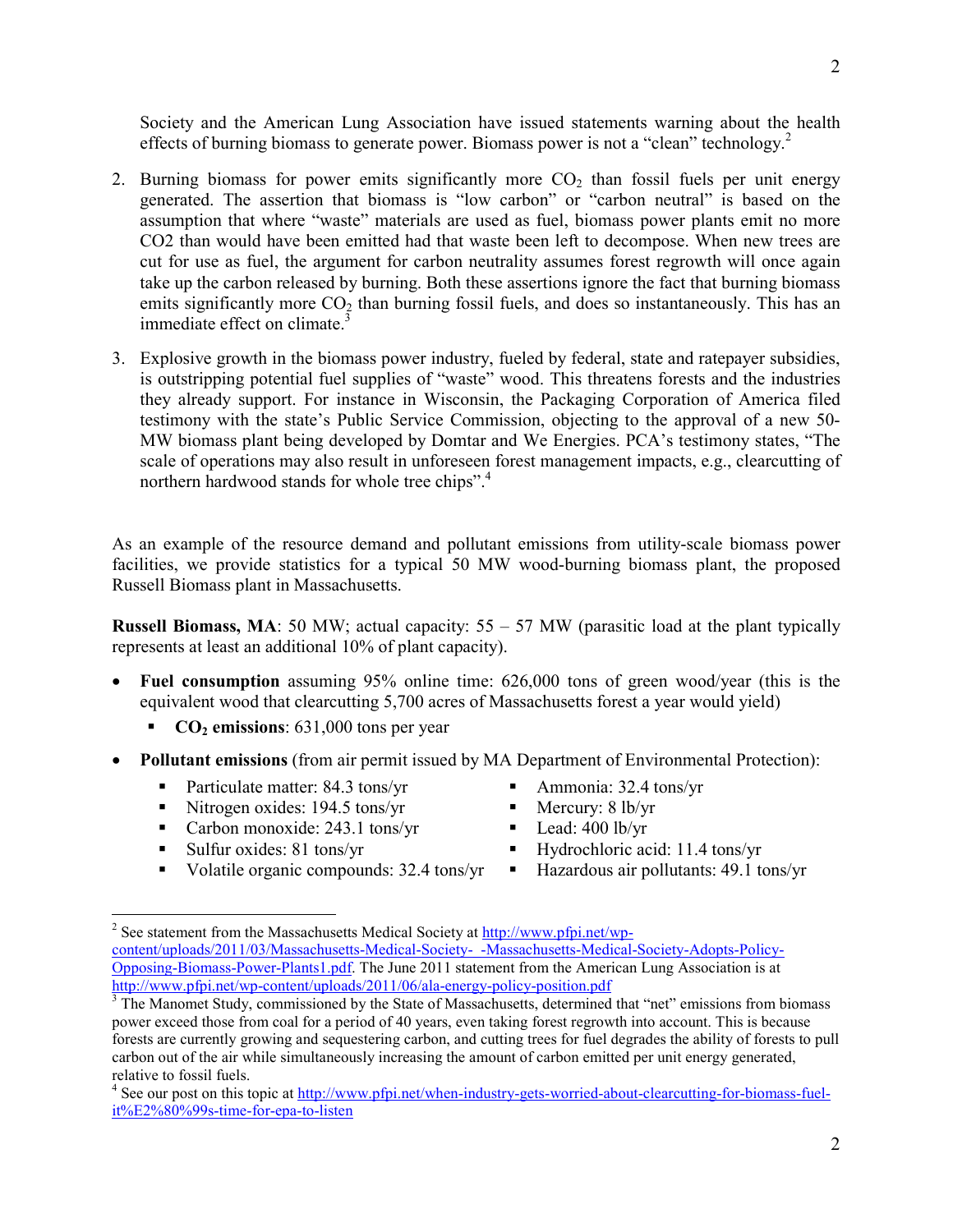Society and the American Lung Association have issued statements warning about the health effects of burning biomass to generate power. Biomass power is not a "clean" technology.[2]

2. Burning biomass for power emits significantly more $CO_2$ than fossil fuels per unit energy generated. The assertion that biomass is "low carbon" or "carbon neutral" is based on the assumption that where "waste" materials are used as fuel, biomass power plants emit no more CO2 than would have been emitted had that waste been left to decompose. When new trees are cut for use as fuel, the argument for carbon neutrality assumes forest regrowth will once again take up the carbon released by burning. Both these assertions ignore the fact that burning biomass emits significantly more $CO_2$ than burning fossil fuels, and does so instantaneously. This has an immediate effect on climate.[3]

3. Explosive growth in the biomass power industry, fueled by federal, state and ratepayer subsidies, is outstripping potential fuel supplies of "waste" wood. This threatens forests and the industries they already support. For instance in Wisconsin, the Packaging Corporation of America filed testimony with the state's Public Service Commission, objecting to the approval of a new 50-MW biomass plant being developed by Domtar and We Energies. PCA's testimony states, "The scale of operations may also result in unforeseen forest management impacts, e.g., clearcutting of northern hardwood stands for whole tree chips".[4]

As an example of the resource demand and pollutant emissions from utility-scale biomass power facilities, we provide statistics for a typical 50 MW wood-burning biomass plant, the proposed Russell Biomass plant in Massachusetts.

**Russell Biomass, MA**: 50 MW; actual capacity: 55 – 57 MW (parasitic load at the plant typically represents at least an additional 10% of plant capacity).

- **Fuel consumption** assuming 95% online time: 626,000 tons of green wood/year (this is the equivalent wood that clearcutting 5,700 acres of Massachusetts forest a year would yield)
  - **$CO_2$ emissions**: 631,000 tons per year
- **Pollutant emissions** (from air permit issued by MA Department of Environmental Protection):
  - Particulate matter: 84.3 tons/yr
  - Nitrogen oxides: 194.5 tons/yr
  - Carbon monoxide: 243.1 tons/yr
  - Sulfur oxides: 81 tons/yr
  - Volatile organic compounds: 32.4 tons/yr
  - Ammonia: 32.4 tons/yr
  - Mercury: 8 lb/yr
  - Lead: 400 lb/yr
  - Hydrochloric acid: 11.4 tons/yr
  - Hazardous air pollutants: 49.1 tons/yr

---

[2] See statement from the Massachusetts Medical Society at http://www.pfpi.net/wp-content/uploads/2011/03/Massachusetts-Medical-Society-_-Massachusetts-Medical-Society-Adopts-Policy-Opposing-Biomass-Power-Plants1.pdf. The June 2011 statement from the American Lung Association is at http://www.pfpi.net/wp-content/uploads/2011/06/ala-energy-policy-position.pdf

[3] The Manomet Study, commissioned by the State of Massachusetts, determined that "net" emissions from biomass power exceed those from coal for a period of 40 years, even taking forest regrowth into account. This is because forests are currently growing and sequestering carbon, and cutting trees for fuel degrades the ability of forests to pull carbon out of the air while simultaneously increasing the amount of carbon emitted per unit energy generated, relative to fossil fuels.

[4] See our post on this topic at http://www.pfpi.net/when-industry-gets-worried-about-clearcutting-for-biomass-fuel-it%E2%80%99s-time-for-epa-to-listen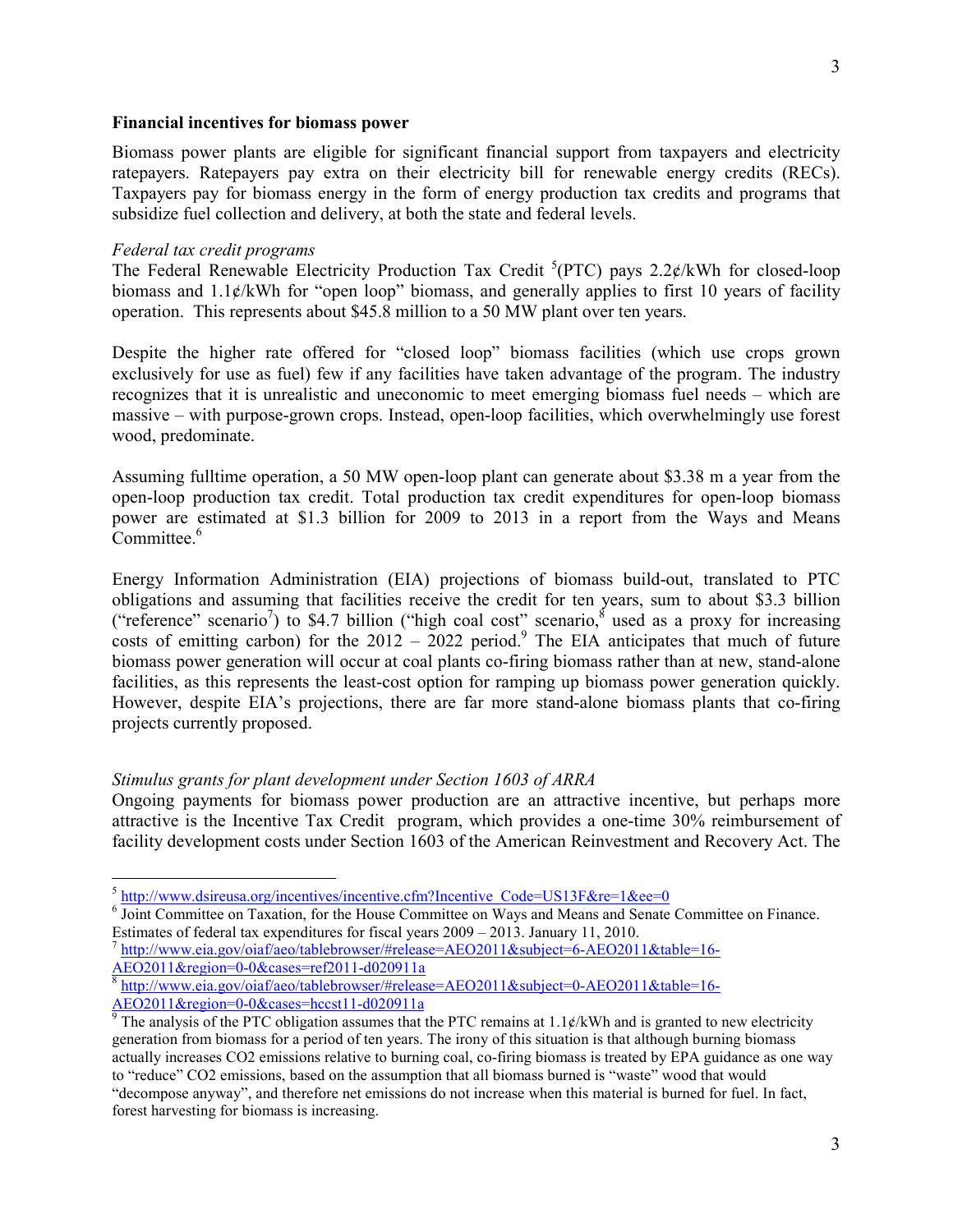**Financial incentives for biomass power**

Biomass power plants are eligible for significant financial support from taxpayers and electricity ratepayers. Ratepayers pay extra on their electricity bill for renewable energy credits (RECs). Taxpayers pay for biomass energy in the form of energy production tax credits and programs that subsidize fuel collection and delivery, at both the state and federal levels.

*Federal tax credit programs*

The Federal Renewable Electricity Production Tax Credit [5](PTC) pays 2.2¢/kWh for closed-loop biomass and 1.1¢/kWh for "open loop" biomass, and generally applies to first 10 years of facility operation. This represents about $45.8 million to a 50 MW plant over ten years.

Despite the higher rate offered for "closed loop" biomass facilities (which use crops grown exclusively for use as fuel) few if any facilities have taken advantage of the program. The industry recognizes that it is unrealistic and uneconomic to meet emerging biomass fuel needs – which are massive – with purpose-grown crops. Instead, open-loop facilities, which overwhelmingly use forest wood, predominate.

Assuming fulltime operation, a 50 MW open-loop plant can generate about $3.38 m a year from the open-loop production tax credit. Total production tax credit expenditures for open-loop biomass power are estimated at $1.3 billion for 2009 to 2013 in a report from the Ways and Means Committee.[6]

Energy Information Administration (EIA) projections of biomass build-out, translated to PTC obligations and assuming that facilities receive the credit for ten years, sum to about $3.3 billion ("reference" scenario[7]) to $4.7 billion ("high coal cost" scenario,[8] used as a proxy for increasing costs of emitting carbon) for the 2012 – 2022 period.[9] The EIA anticipates that much of future biomass power generation will occur at coal plants co-firing biomass rather than at new, stand-alone facilities, as this represents the least-cost option for ramping up biomass power generation quickly. However, despite EIA's projections, there are far more stand-alone biomass plants that co-firing projects currently proposed.

*Stimulus grants for plant development under Section 1603 of ARRA*

Ongoing payments for biomass power production are an attractive incentive, but perhaps more attractive is the Incentive Tax Credit program, which provides a one-time 30% reimbursement of facility development costs under Section 1603 of the American Reinvestment and Recovery Act. The

---

[5] http://www.dsireusa.org/incentives/incentive.cfm?Incentive_Code=US13F&re=1&ee=0

[6] Joint Committee on Taxation, for the House Committee on Ways and Means and Senate Committee on Finance. Estimates of federal tax expenditures for fiscal years 2009 – 2013. January 11, 2010.

[7] http://www.eia.gov/oiaf/aeo/tablebrowser/#release=AEO2011&subject=6-AEO2011&table=16-AEO2011&region=0-0&cases=ref2011-d020911a

[8] http://www.eia.gov/oiaf/aeo/tablebrowser/#release=AEO2011&subject=0-AEO2011&table=16-AEO2011&region=0-0&cases=hccst11-d020911a

[9] The analysis of the PTC obligation assumes that the PTC remains at 1.1¢/kWh and is granted to new electricity generation from biomass for a period of ten years. The irony of this situation is that although burning biomass actually increases $CO_2$ emissions relative to burning coal, co-firing biomass is treated by EPA guidance as one way to "reduce" $CO_2$ emissions, based on the assumption that all biomass burned is "waste" wood that would "decompose anyway", and therefore net emissions do not increase when this material is burned for fuel. In fact, forest harvesting for biomass is increasing.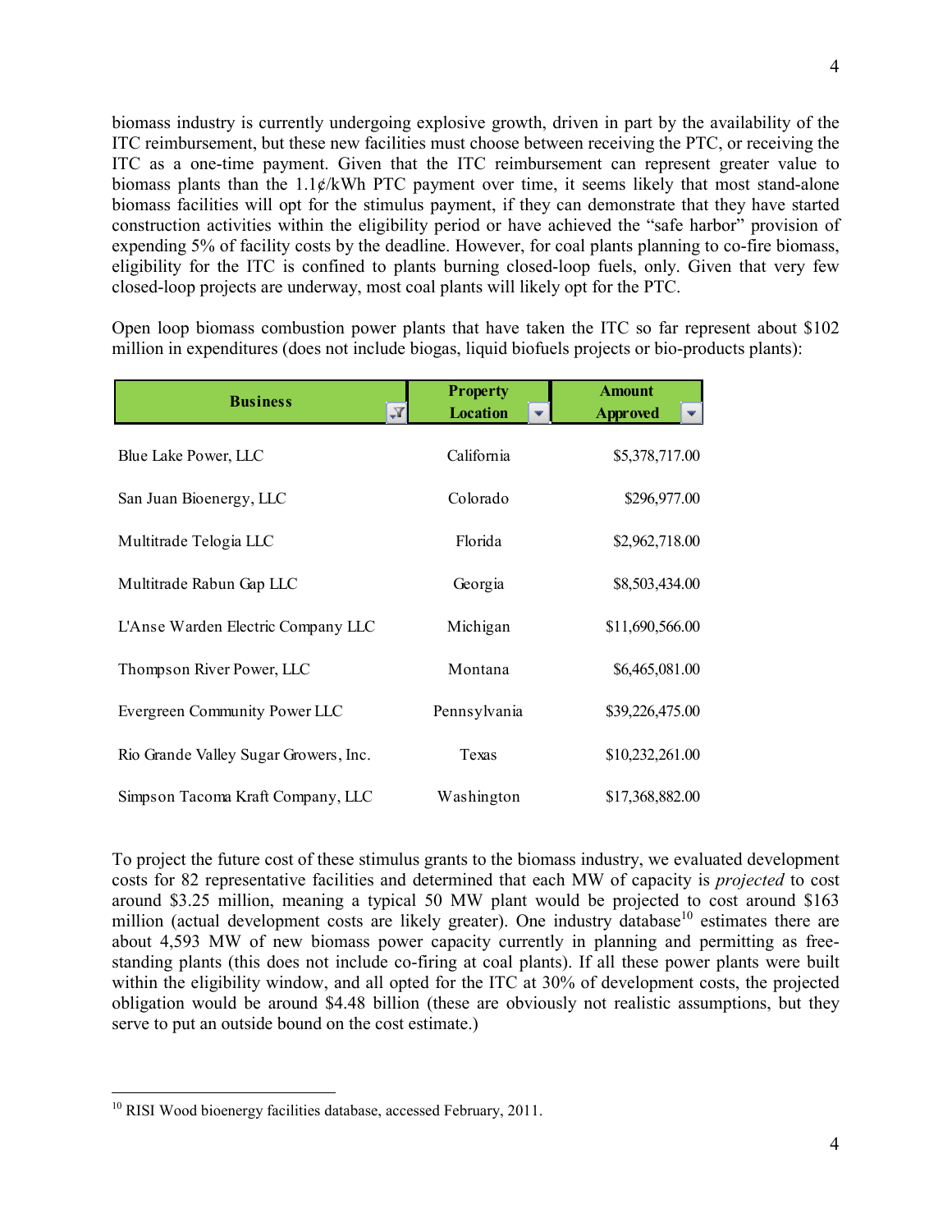biomass industry is currently undergoing explosive growth, driven in part by the availability of the ITC reimbursement, but these new facilities must choose between receiving the PTC, or receiving the ITC as a one-time payment. Given that the ITC reimbursement can represent greater value to biomass plants than the 1.1¢/kWh PTC payment over time, it seems likely that most stand-alone biomass facilities will opt for the stimulus payment, if they can demonstrate that they have started construction activities within the eligibility period or have achieved the "safe harbor" provision of expending 5% of facility costs by the deadline. However, for coal plants planning to co-fire biomass, eligibility for the ITC is confined to plants burning closed-loop fuels, only. Given that very few closed-loop projects are underway, most coal plants will likely opt for the PTC.

Open loop biomass combustion power plants that have taken the ITC so far represent about $102 million in expenditures (does not include biogas, liquid biofuels projects or bio-products plants):

| Business | Property Location | Amount Approved |
|---|---|---|
| Blue Lake Power, LLC | California | $5,378,717.00 |
| San Juan Bioenergy, LLC | Colorado | $296,977.00 |
| Multitrade Telogia LLC | Florida | $2,962,718.00 |
| Multitrade Rabun Gap LLC | Georgia | $8,503,434.00 |
| L'Anse Warden Electric Company LLC | Michigan | $11,690,566.00 |
| Thompson River Power, LLC | Montana | $6,465,081.00 |
| Evergreen Community Power LLC | Pennsylvania | $39,226,475.00 |
| Rio Grande Valley Sugar Growers, Inc. | Texas | $10,232,261.00 |
| Simpson Tacoma Kraft Company, LLC | Washington | $17,368,882.00 |

To project the future cost of these stimulus grants to the biomass industry, we evaluated development costs for 82 representative facilities and determined that each MW of capacity is *projected* to cost around $3.25 million, meaning a typical 50 MW plant would be projected to cost around $163 million (actual development costs are likely greater). One industry database[10] estimates there are about 4,593 MW of new biomass power capacity currently in planning and permitting as free-standing plants (this does not include co-firing at coal plants). If all these power plants were built within the eligibility window, and all opted for the ITC at 30% of development costs, the projected obligation would be around $4.48 billion (these are obviously not realistic assumptions, but they serve to put an outside bound on the cost estimate.)

[10] RISI Wood bioenergy facilities database, accessed February, 2011.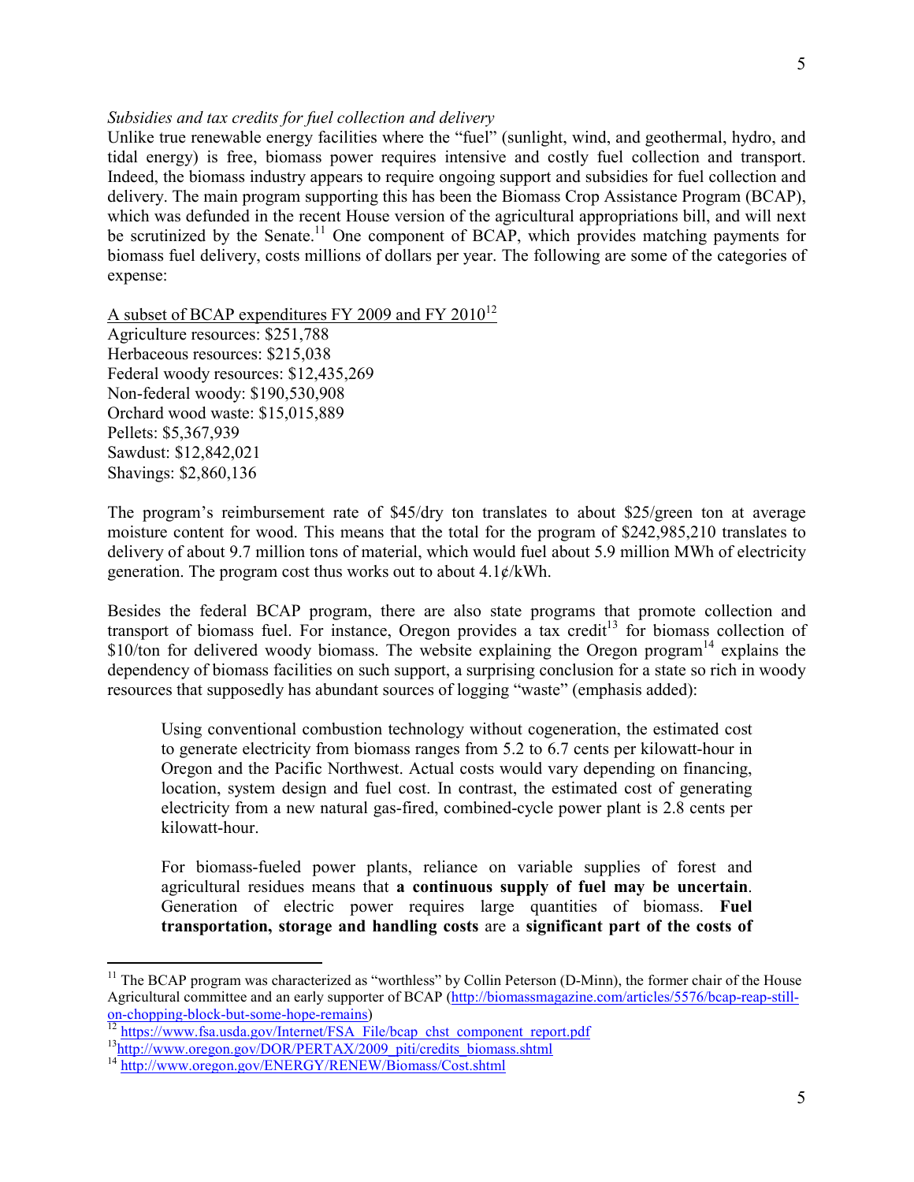*Subsidies and tax credits for fuel collection and delivery*

Unlike true renewable energy facilities where the "fuel" (sunlight, wind, and geothermal, hydro, and tidal energy) is free, biomass power requires intensive and costly fuel collection and transport. Indeed, the biomass industry appears to require ongoing support and subsidies for fuel collection and delivery. The main program supporting this has been the Biomass Crop Assistance Program (BCAP), which was defunded in the recent House version of the agricultural appropriations bill, and will next be scrutinized by the Senate.[11] One component of BCAP, which provides matching payments for biomass fuel delivery, costs millions of dollars per year. The following are some of the categories of expense:

<u>A subset of BCAP expenditures FY 2009 and FY 2010</u>[12]

Agriculture resources: $251,788
Herbaceous resources: $215,038
Federal woody resources: $12,435,269
Non-federal woody: $190,530,908
Orchard wood waste: $15,015,889
Pellets: $5,367,939
Sawdust: $12,842,021
Shavings: $2,860,136

The program's reimbursement rate of $45/dry ton translates to about $25/green ton at average moisture content for wood. This means that the total for the program of $242,985,210 translates to delivery of about 9.7 million tons of material, which would fuel about 5.9 million MWh of electricity generation. The program cost thus works out to about 4.1¢/kWh.

Besides the federal BCAP program, there are also state programs that promote collection and transport of biomass fuel. For instance, Oregon provides a tax credit[13] for biomass collection of $10/ton for delivered woody biomass. The website explaining the Oregon program[14] explains the dependency of biomass facilities on such support, a surprising conclusion for a state so rich in woody resources that supposedly has abundant sources of logging "waste" (emphasis added):

> Using conventional combustion technology without cogeneration, the estimated cost to generate electricity from biomass ranges from 5.2 to 6.7 cents per kilowatt-hour in Oregon and the Pacific Northwest. Actual costs would vary depending on financing, location, system design and fuel cost. In contrast, the estimated cost of generating electricity from a new natural gas-fired, combined-cycle power plant is 2.8 cents per kilowatt-hour.
>
> For biomass-fueled power plants, reliance on variable supplies of forest and agricultural residues means that **a continuous supply of fuel may be uncertain**. Generation of electric power requires large quantities of biomass. **Fuel transportation, storage and handling costs** are a **significant part of the costs of**

---

[11] The BCAP program was characterized as "worthless" by Collin Peterson (D-Minn), the former chair of the House Agricultural committee and an early supporter of BCAP (http://biomassmagazine.com/articles/5576/bcap-reap-still-on-chopping-block-but-some-hope-remains)

[12] https://www.fsa.usda.gov/Internet/FSA_File/bcap_chst_component_report.pdf

[13] http://www.oregon.gov/DOR/PERTAX/2009_piti/credits_biomass.shtml

[14] http://www.oregon.gov/ENERGY/RENEW/Biomass/Cost.shtml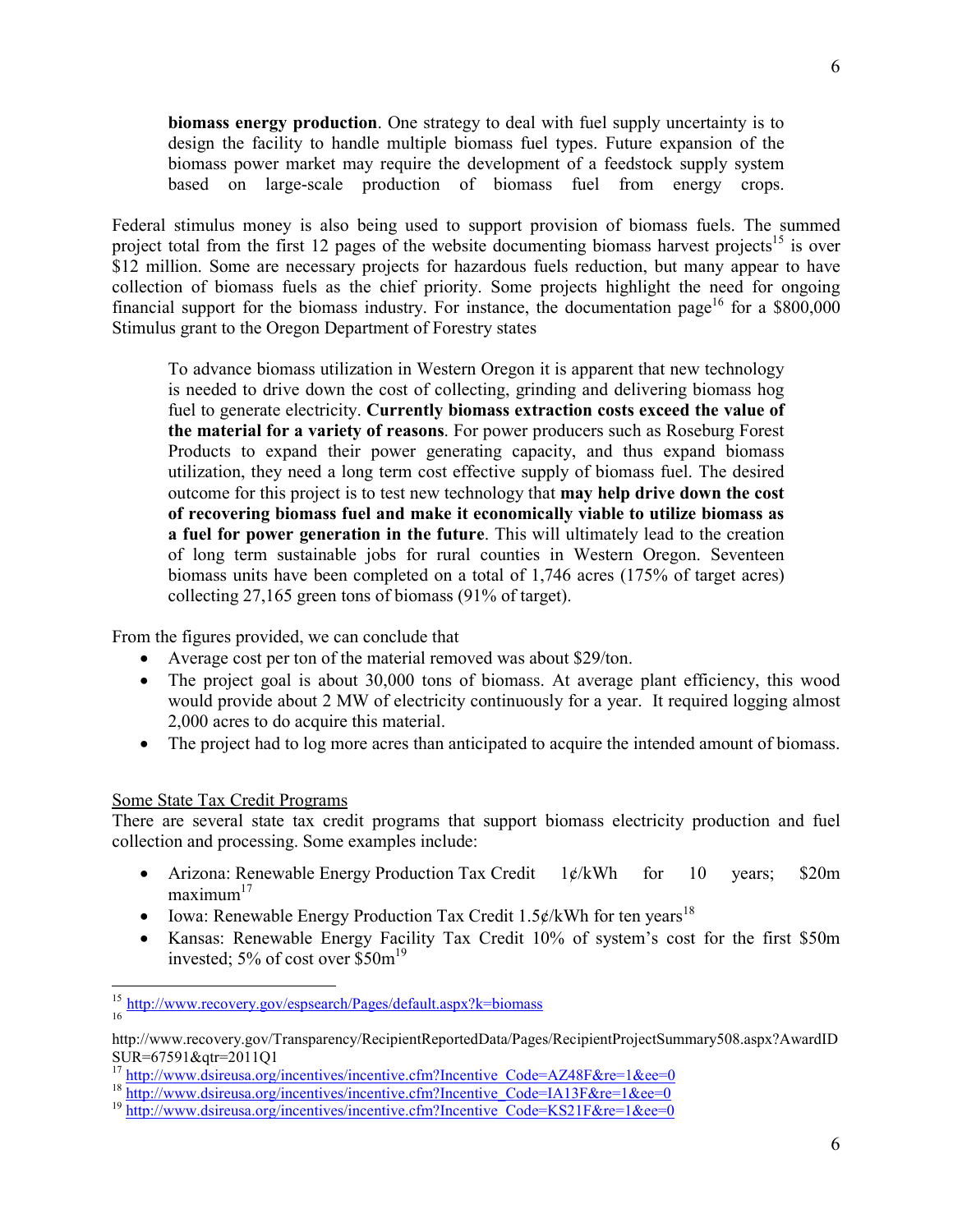> **biomass energy production**. One strategy to deal with fuel supply uncertainty is to design the facility to handle multiple biomass fuel types. Future expansion of the biomass power market may require the development of a feedstock supply system based on large-scale production of biomass fuel from energy crops.

Federal stimulus money is also being used to support provision of biomass fuels. The summed project total from the first 12 pages of the website documenting biomass harvest projects[15] is over $12 million. Some are necessary projects for hazardous fuels reduction, but many appear to have collection of biomass fuels as the chief priority. Some projects highlight the need for ongoing financial support for the biomass industry. For instance, the documentation page[16] for a $800,000 Stimulus grant to the Oregon Department of Forestry states

> To advance biomass utilization in Western Oregon it is apparent that new technology is needed to drive down the cost of collecting, grinding and delivering biomass hog fuel to generate electricity. **Currently biomass extraction costs exceed the value of the material for a variety of reasons**. For power producers such as Roseburg Forest Products to expand their power generating capacity, and thus expand biomass utilization, they need a long term cost effective supply of biomass fuel. The desired outcome for this project is to test new technology that **may help drive down the cost of recovering biomass fuel and make it economically viable to utilize biomass as a fuel for power generation in the future**. This will ultimately lead to the creation of long term sustainable jobs for rural counties in Western Oregon. Seventeen biomass units have been completed on a total of 1,746 acres (175% of target acres) collecting 27,165 green tons of biomass (91% of target).

From the figures provided, we can conclude that

- Average cost per ton of the material removed was about $29/ton.
- The project goal is about 30,000 tons of biomass. At average plant efficiency, this wood would provide about 2 MW of electricity continuously for a year. It required logging almost 2,000 acres to do acquire this material.
- The project had to log more acres than anticipated to acquire the intended amount of biomass.

Some State Tax Credit Programs

There are several state tax credit programs that support biomass electricity production and fuel collection and processing. Some examples include:

- Arizona: Renewable Energy Production Tax Credit 1¢/kWh for 10 years; $20m maximum[17]
- Iowa: Renewable Energy Production Tax Credit 1.5¢/kWh for ten years[18]
- Kansas: Renewable Energy Facility Tax Credit 10% of system's cost for the first $50m invested; 5% of cost over $50m[19]

---

[15] http://www.recovery.gov/espsearch/Pages/default.aspx?k=biomass

[16] http://www.recovery.gov/Transparency/RecipientReportedData/Pages/RecipientProjectSummary508.aspx?AwardIDSUR=67591&qtr=2011Q1

[17] http://www.dsireusa.org/incentives/incentive.cfm?Incentive_Code=AZ48F&re=1&ee=0

[18] http://www.dsireusa.org/incentives/incentive.cfm?Incentive_Code=IA13F&re=1&ee=0

[19] http://www.dsireusa.org/incentives/incentive.cfm?Incentive_Code=KS21F&re=1&ee=0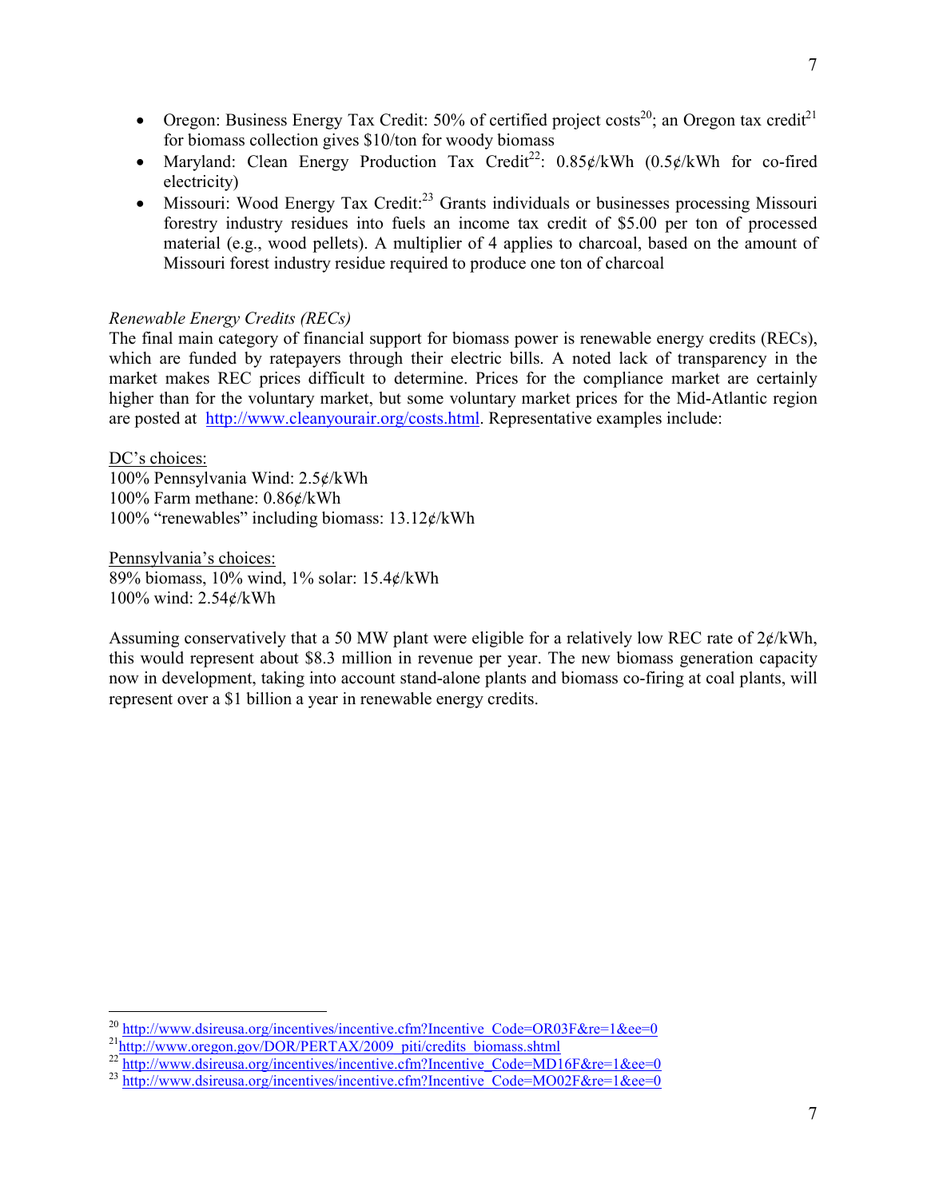- Oregon: Business Energy Tax Credit: 50% of certified project costs[20]; an Oregon tax credit[21] for biomass collection gives $10/ton for woody biomass
- Maryland: Clean Energy Production Tax Credit[22]: 0.85¢/kWh (0.5¢/kWh for co-fired electricity)
- Missouri: Wood Energy Tax Credit:[23] Grants individuals or businesses processing Missouri forestry industry residues into fuels an income tax credit of $5.00 per ton of processed material (e.g., wood pellets). A multiplier of 4 applies to charcoal, based on the amount of Missouri forest industry residue required to produce one ton of charcoal

*Renewable Energy Credits (RECs)*

The final main category of financial support for biomass power is renewable energy credits (RECs), which are funded by ratepayers through their electric bills. A noted lack of transparency in the market makes REC prices difficult to determine. Prices for the compliance market are certainly higher than for the voluntary market, but some voluntary market prices for the Mid-Atlantic region are posted at http://www.cleanyourair.org/costs.html. Representative examples include:

DC's choices:
100% Pennsylvania Wind: 2.5¢/kWh
100% Farm methane: 0.86¢/kWh
100% "renewables" including biomass: 13.12¢/kWh

Pennsylvania's choices:
89% biomass, 10% wind, 1% solar: 15.4¢/kWh
100% wind: 2.54¢/kWh

Assuming conservatively that a 50 MW plant were eligible for a relatively low REC rate of 2¢/kWh, this would represent about $8.3 million in revenue per year. The new biomass generation capacity now in development, taking into account stand-alone plants and biomass co-firing at coal plants, will represent over a $1 billion a year in renewable energy credits.

[20] http://www.dsireusa.org/incentives/incentive.cfm?Incentive_Code=OR03F&re=1&ee=0
[21] http://www.oregon.gov/DOR/PERTAX/2009_piti/credits_biomass.shtml
[22] http://www.dsireusa.org/incentives/incentive.cfm?Incentive_Code=MD16F&re=1&ee=0
[23] http://www.dsireusa.org/incentives/incentive.cfm?Incentive_Code=MO02F&re=1&ee=0